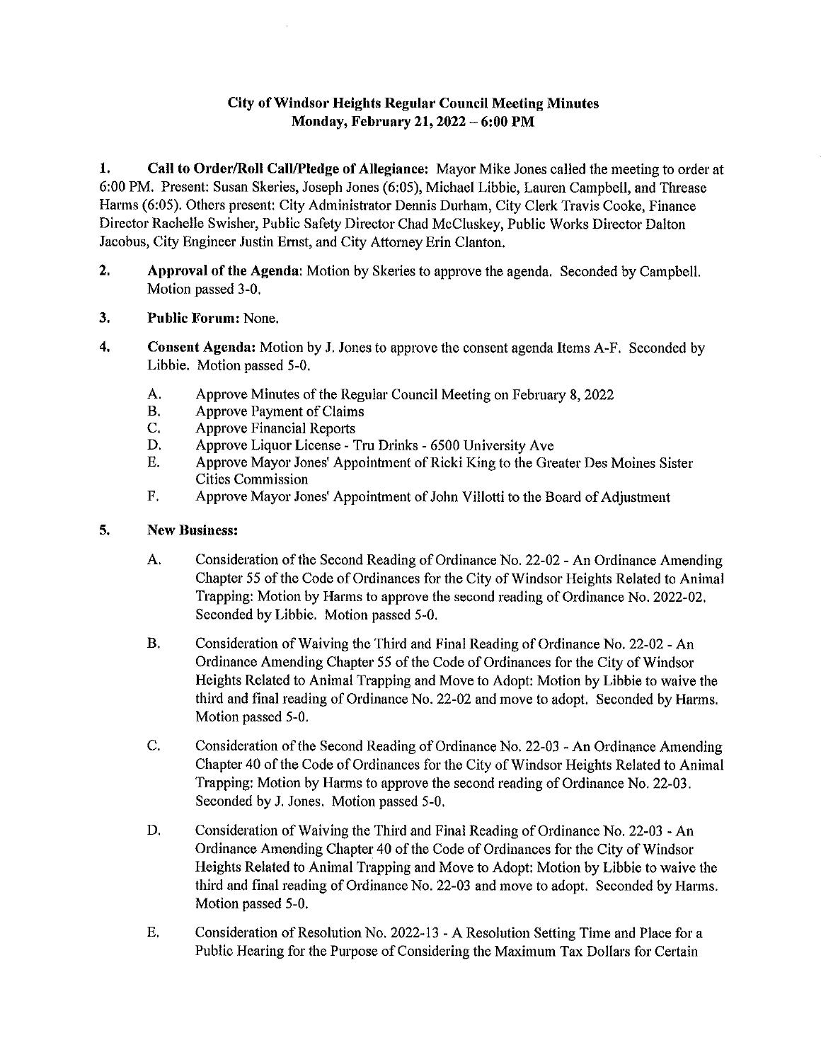**City of Windsor Heights Regular Council Meeting Minutes**
**Monday, February 21, 2022 – 6:00 PM**

1. **Call to Order/Roll Call/Pledge of Allegiance:** Mayor Mike Jones called the meeting to order at 6:00 PM. Present: Susan Skeries, Joseph Jones (6:05), Michael Libbie, Lauren Campbell, and Threase Harms (6:05). Others present: City Administrator Dennis Durham, City Clerk Travis Cooke, Finance Director Rachelle Swisher, Public Safety Director Chad McCluskey, Public Works Director Dalton Jacobus, City Engineer Justin Ernst, and City Attorney Erin Clanton.

2. **Approval of the Agenda:** Motion by Skeries to approve the agenda. Seconded by Campbell. Motion passed 3-0.

3. **Public Forum:** None.

4. **Consent Agenda:** Motion by J. Jones to approve the consent agenda Items A-F. Seconded by Libbie. Motion passed 5-0.

   A. Approve Minutes of the Regular Council Meeting on February 8, 2022
   B. Approve Payment of Claims
   C. Approve Financial Reports
   D. Approve Liquor License - Tru Drinks - 6500 University Ave
   E. Approve Mayor Jones' Appointment of Ricki King to the Greater Des Moines Sister Cities Commission
   F. Approve Mayor Jones' Appointment of John Villotti to the Board of Adjustment

5. **New Business:**

   A. Consideration of the Second Reading of Ordinance No. 22-02 - An Ordinance Amending Chapter 55 of the Code of Ordinances for the City of Windsor Heights Related to Animal Trapping: Motion by Harms to approve the second reading of Ordinance No. 2022-02. Seconded by Libbie. Motion passed 5-0.

   B. Consideration of Waiving the Third and Final Reading of Ordinance No. 22-02 - An Ordinance Amending Chapter 55 of the Code of Ordinances for the City of Windsor Heights Related to Animal Trapping and Move to Adopt: Motion by Libbie to waive the third and final reading of Ordinance No. 22-02 and move to adopt. Seconded by Harms. Motion passed 5-0.

   C. Consideration of the Second Reading of Ordinance No. 22-03 - An Ordinance Amending Chapter 40 of the Code of Ordinances for the City of Windsor Heights Related to Animal Trapping: Motion by Harms to approve the second reading of Ordinance No. 22-03. Seconded by J. Jones. Motion passed 5-0.

   D. Consideration of Waiving the Third and Final Reading of Ordinance No. 22-03 - An Ordinance Amending Chapter 40 of the Code of Ordinances for the City of Windsor Heights Related to Animal Trapping and Move to Adopt: Motion by Libbie to waive the third and final reading of Ordinance No. 22-03 and move to adopt. Seconded by Harms. Motion passed 5-0.

   E. Consideration of Resolution No. 2022-13 - A Resolution Setting Time and Place for a Public Hearing for the Purpose of Considering the Maximum Tax Dollars for Certain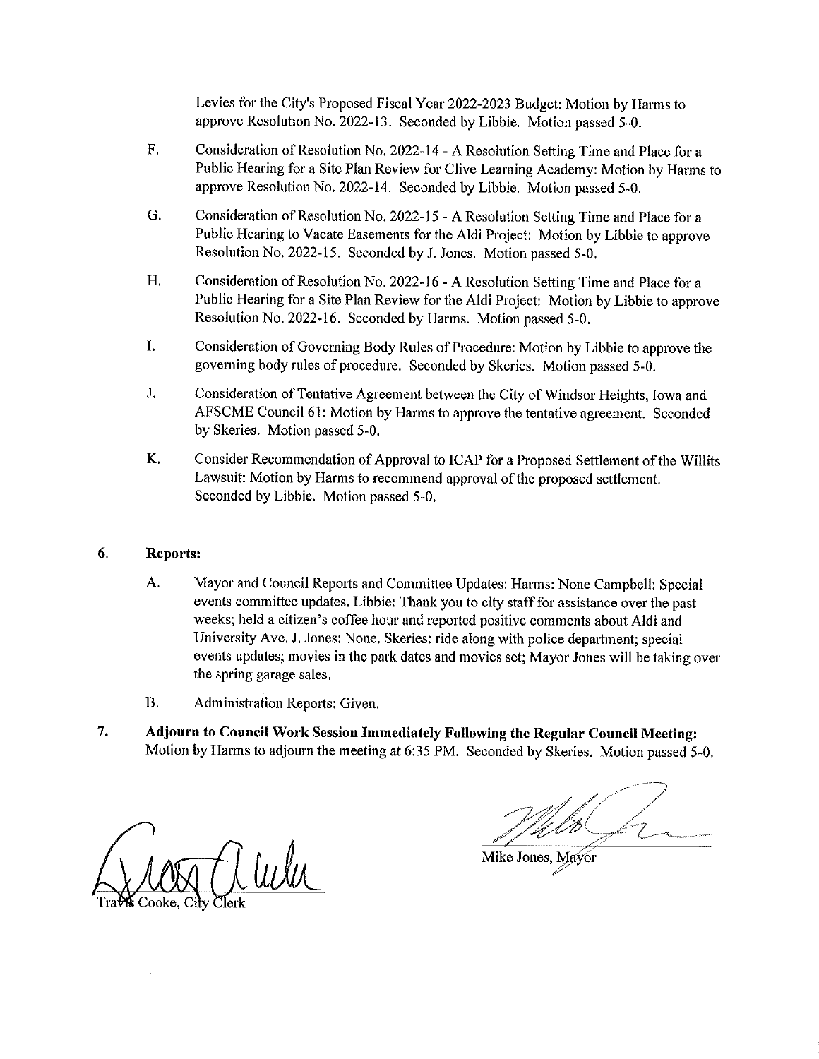Levies for the City's Proposed Fiscal Year 2022-2023 Budget: Motion by Harms to approve Resolution No. 2022-13. Seconded by Libbie. Motion passed 5-0.

F. Consideration of Resolution No. 2022-14 - A Resolution Setting Time and Place for a Public Hearing for a Site Plan Review for Clive Learning Academy: Motion by Harms to approve Resolution No. 2022-14. Seconded by Libbie. Motion passed 5-0.

G. Consideration of Resolution No. 2022-15 - A Resolution Setting Time and Place for a Public Hearing to Vacate Easements for the Aldi Project: Motion by Libbie to approve Resolution No. 2022-15. Seconded by J. Jones. Motion passed 5-0.

H. Consideration of Resolution No. 2022-16 - A Resolution Setting Time and Place for a Public Hearing for a Site Plan Review for the Aldi Project: Motion by Libbie to approve Resolution No. 2022-16. Seconded by Harms. Motion passed 5-0.

I. Consideration of Governing Body Rules of Procedure: Motion by Libbie to approve the governing body rules of procedure. Seconded by Skeries. Motion passed 5-0.

J. Consideration of Tentative Agreement between the City of Windsor Heights, Iowa and AFSCME Council 61: Motion by Harms to approve the tentative agreement. Seconded by Skeries. Motion passed 5-0.

K. Consider Recommendation of Approval to ICAP for a Proposed Settlement of the Willits Lawsuit: Motion by Harms to recommend approval of the proposed settlement. Seconded by Libbie. Motion passed 5-0.

**6. Reports:**

A. Mayor and Council Reports and Committee Updates: Harms: None Campbell: Special events committee updates. Libbie: Thank you to city staff for assistance over the past weeks; held a citizen's coffee hour and reported positive comments about Aldi and University Ave. J. Jones: None. Skeries: ride along with police department; special events updates; movies in the park dates and movies set; Mayor Jones will be taking over the spring garage sales.

B. Administration Reports: Given.

**7. Adjourn to Council Work Session Immediately Following the Regular Council Meeting:** Motion by Harms to adjourn the meeting at 6:35 PM. Seconded by Skeries. Motion passed 5-0.

Travis Cooke, City Clerk

Mike Jones, Mayor